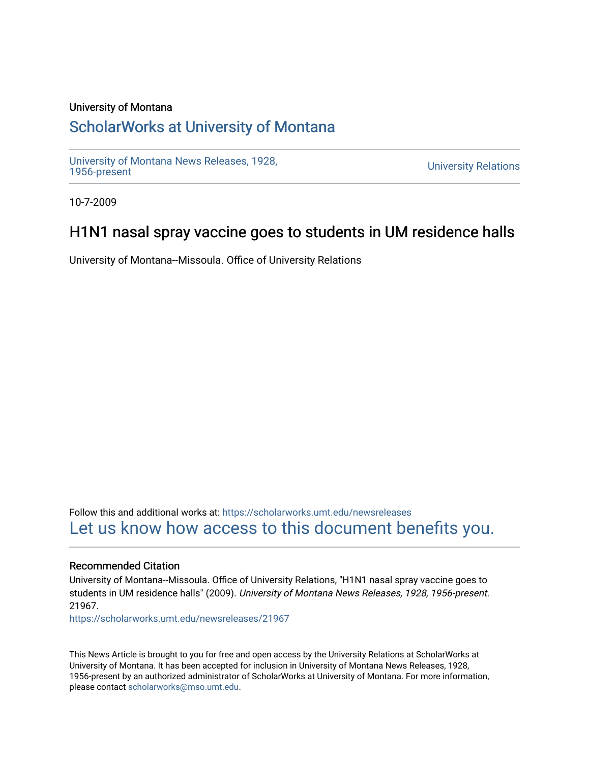University of Montana

## ScholarWorks at University of Montana

University of Montana News Releases, 1928, 1956-present

University Relations

10-7-2009

# H1N1 nasal spray vaccine goes to students in UM residence halls

University of Montana--Missoula. Office of University Relations

Follow this and additional works at: https://scholarworks.umt.edu/newsreleases

Let us know how access to this document benefits you.

### Recommended Citation

University of Montana--Missoula. Office of University Relations, "H1N1 nasal spray vaccine goes to students in UM residence halls" (2009). *University of Montana News Releases, 1928, 1956-present*. 21967.

https://scholarworks.umt.edu/newsreleases/21967

This News Article is brought to you for free and open access by the University Relations at ScholarWorks at University of Montana. It has been accepted for inclusion in University of Montana News Releases, 1928, 1956-present by an authorized administrator of ScholarWorks at University of Montana. For more information, please contact scholarworks@mso.umt.edu.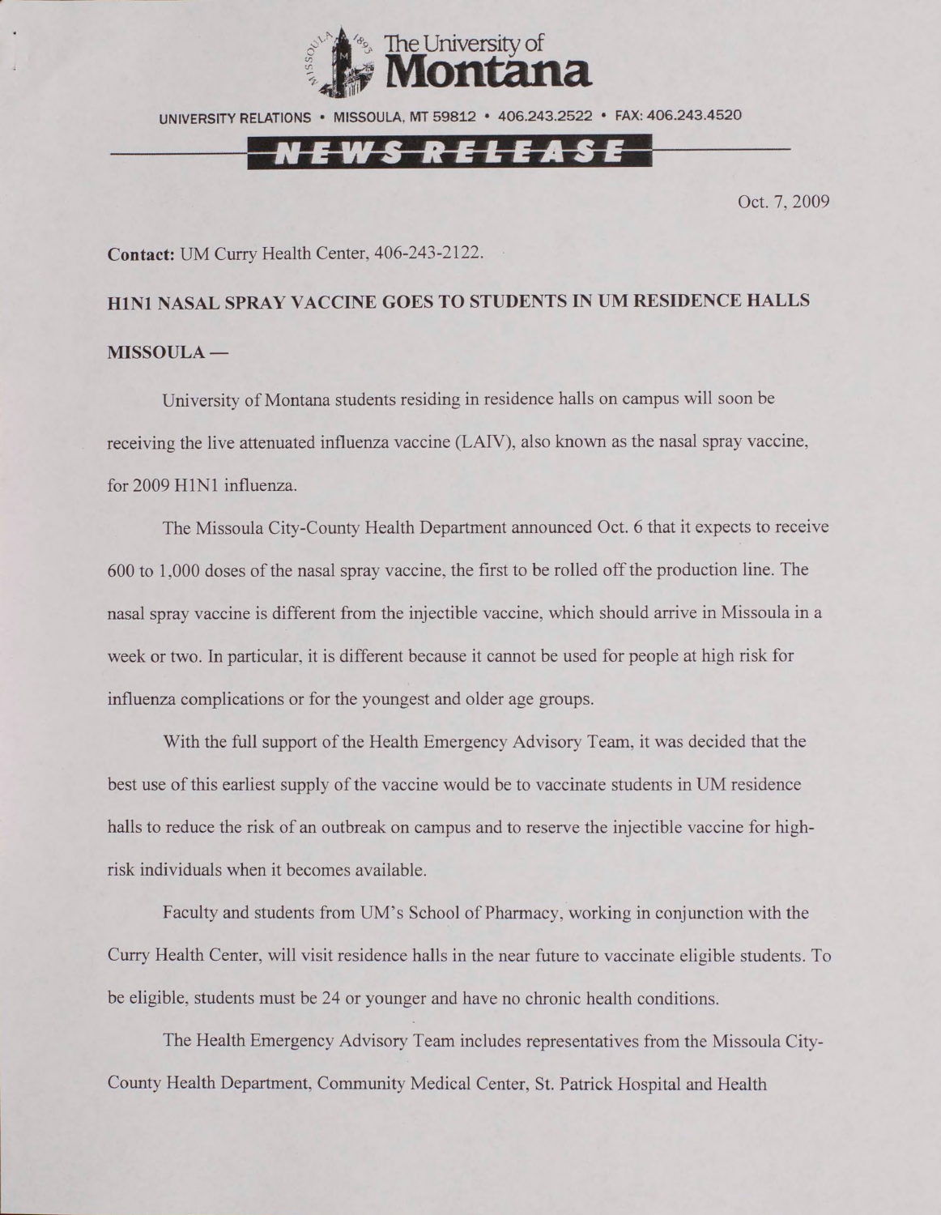The University of Montana

UNIVERSITY RELATIONS • MISSOULA, MT 59812 • 406.243.2522 • FAX: 406.243.4520

**NEWS RELEASE**

Oct. 7, 2009

**Contact:** UM Curry Health Center, 406-243-2122.

**H1N1 NASAL SPRAY VACCINE GOES TO STUDENTS IN UM RESIDENCE HALLS**

**MISSOULA —**

University of Montana students residing in residence halls on campus will soon be receiving the live attenuated influenza vaccine (LAIV), also known as the nasal spray vaccine, for 2009 H1N1 influenza.

The Missoula City-County Health Department announced Oct. 6 that it expects to receive 600 to 1,000 doses of the nasal spray vaccine, the first to be rolled off the production line. The nasal spray vaccine is different from the injectible vaccine, which should arrive in Missoula in a week or two. In particular, it is different because it cannot be used for people at high risk for influenza complications or for the youngest and older age groups.

With the full support of the Health Emergency Advisory Team, it was decided that the best use of this earliest supply of the vaccine would be to vaccinate students in UM residence halls to reduce the risk of an outbreak on campus and to reserve the injectible vaccine for high-risk individuals when it becomes available.

Faculty and students from UM's School of Pharmacy, working in conjunction with the Curry Health Center, will visit residence halls in the near future to vaccinate eligible students. To be eligible, students must be 24 or younger and have no chronic health conditions.

The Health Emergency Advisory Team includes representatives from the Missoula City-County Health Department, Community Medical Center, St. Patrick Hospital and Health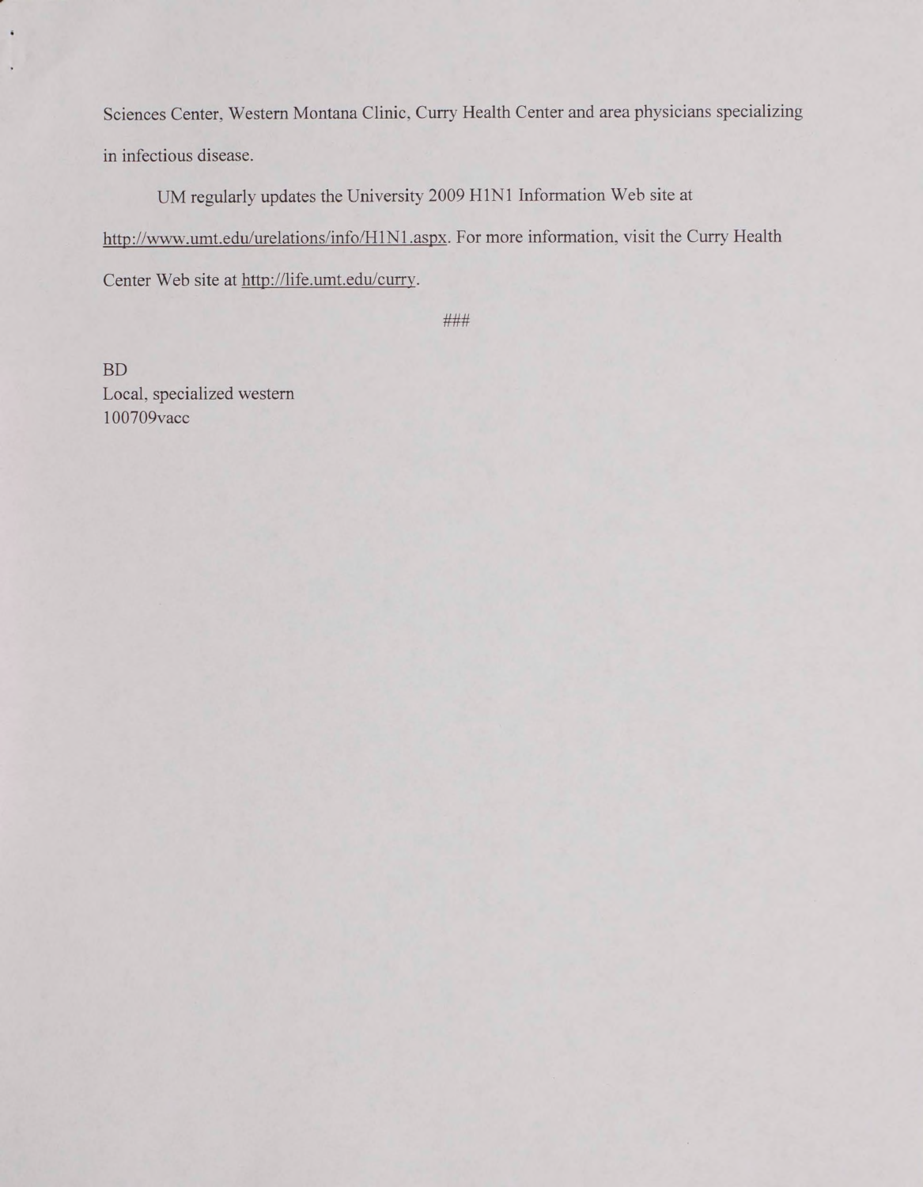Sciences Center, Western Montana Clinic, Curry Health Center and area physicians specializing in infectious disease.

UM regularly updates the University 2009 H1N1 Information Web site at http://www.umt.edu/urelations/info/H1N1.aspx. For more information, visit the Curry Health Center Web site at http://life.umt.edu/curry.

###

BD
Local, specialized western
100709vacc